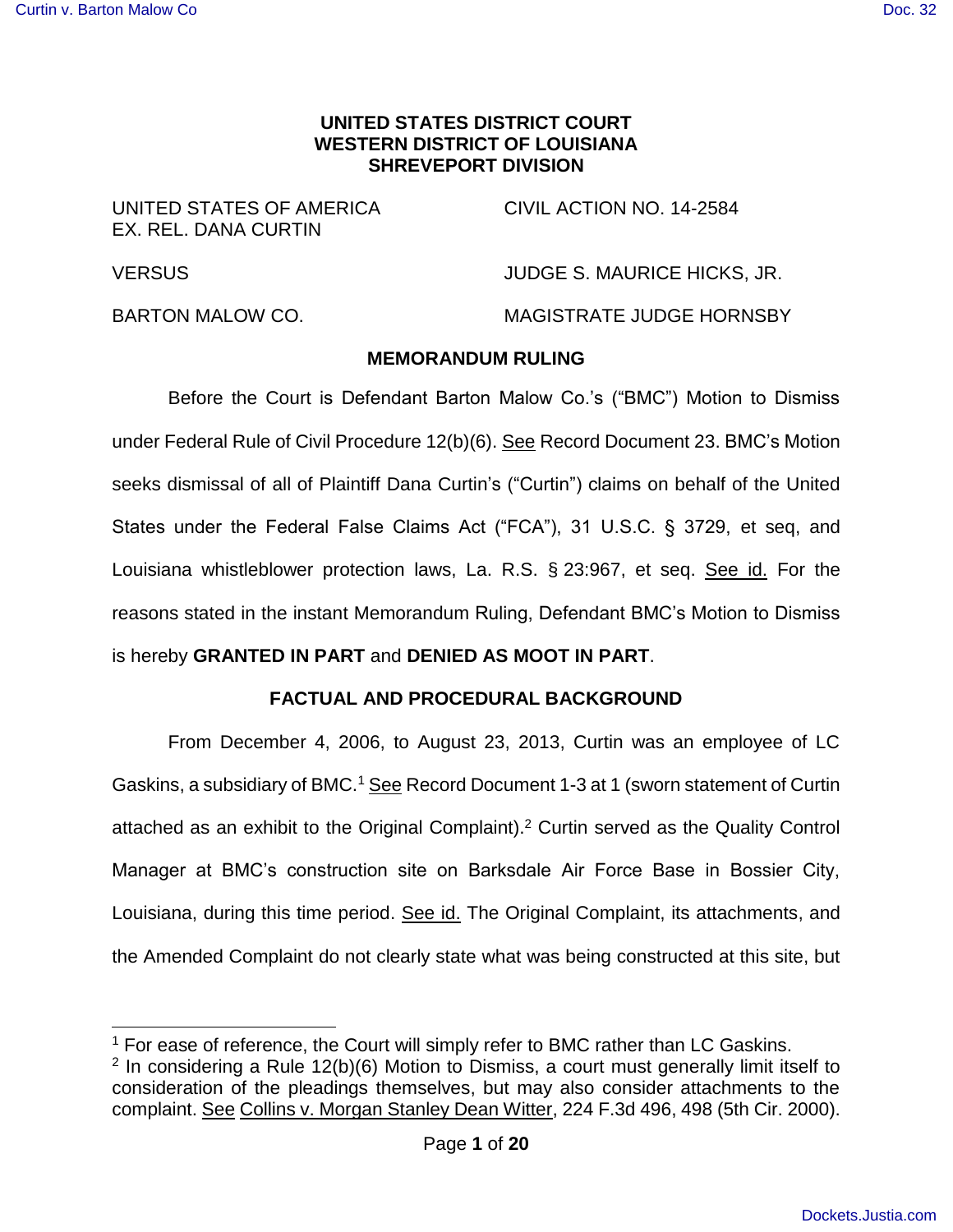**UNITED STATES DISTRICT COURT**
**WESTERN DISTRICT OF LOUISIANA**
**SHREVEPORT DIVISION**

| | |
|---|---|
| UNITED STATES OF AMERICA EX. REL. DANA CURTIN | CIVIL ACTION NO. 14-2584 |
| VERSUS | JUDGE S. MAURICE HICKS, JR. |
| BARTON MALOW CO. | MAGISTRATE JUDGE HORNSBY |

## MEMORANDUM RULING

Before the Court is Defendant Barton Malow Co.'s ("BMC") Motion to Dismiss under Federal Rule of Civil Procedure 12(b)(6). See Record Document 23. BMC's Motion seeks dismissal of all of Plaintiff Dana Curtin's ("Curtin") claims on behalf of the United States under the Federal False Claims Act ("FCA"), 31 U.S.C. § 3729, et seq, and Louisiana whistleblower protection laws, La. R.S. § 23:967, et seq. See id. For the reasons stated in the instant Memorandum Ruling, Defendant BMC's Motion to Dismiss is hereby **GRANTED IN PART** and **DENIED AS MOOT IN PART**.

## FACTUAL AND PROCEDURAL BACKGROUND

From December 4, 2006, to August 23, 2013, Curtin was an employee of LC Gaskins, a subsidiary of BMC.[1] See Record Document 1-3 at 1 (sworn statement of Curtin attached as an exhibit to the Original Complaint).[2] Curtin served as the Quality Control Manager at BMC's construction site on Barksdale Air Force Base in Bossier City, Louisiana, during this time period. See id. The Original Complaint, its attachments, and the Amended Complaint do not clearly state what was being constructed at this site, but

[1] For ease of reference, the Court will simply refer to BMC rather than LC Gaskins.

[2] In considering a Rule 12(b)(6) Motion to Dismiss, a court must generally limit itself to consideration of the pleadings themselves, but may also consider attachments to the complaint. See Collins v. Morgan Stanley Dean Witter, 224 F.3d 496, 498 (5th Cir. 2000).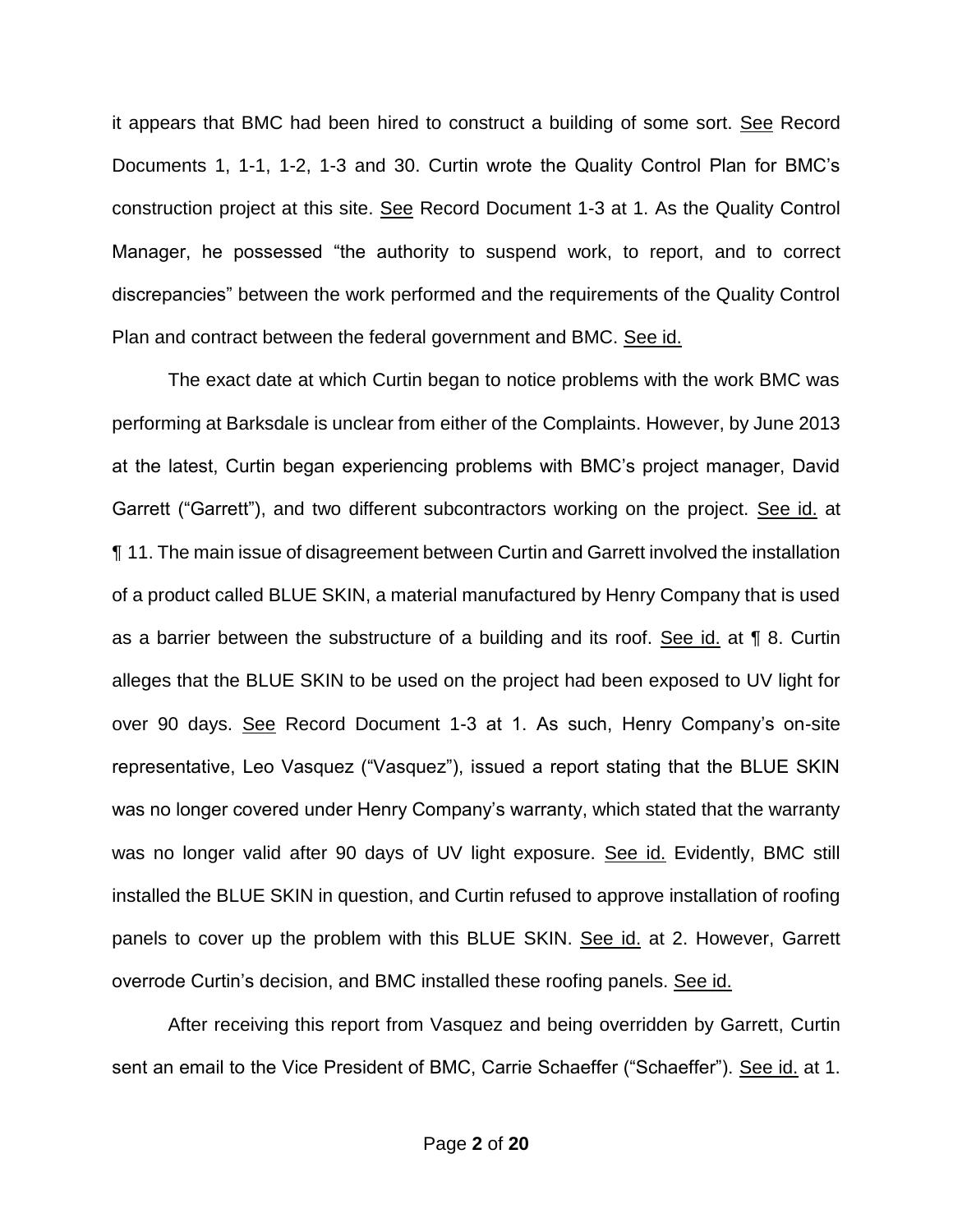it appears that BMC had been hired to construct a building of some sort. See Record Documents 1, 1-1, 1-2, 1-3 and 30. Curtin wrote the Quality Control Plan for BMC's construction project at this site. See Record Document 1-3 at 1. As the Quality Control Manager, he possessed "the authority to suspend work, to report, and to correct discrepancies" between the work performed and the requirements of the Quality Control Plan and contract between the federal government and BMC. See id.

The exact date at which Curtin began to notice problems with the work BMC was performing at Barksdale is unclear from either of the Complaints. However, by June 2013 at the latest, Curtin began experiencing problems with BMC's project manager, David Garrett ("Garrett"), and two different subcontractors working on the project. See id. at ¶ 11. The main issue of disagreement between Curtin and Garrett involved the installation of a product called BLUE SKIN, a material manufactured by Henry Company that is used as a barrier between the substructure of a building and its roof. See id. at ¶ 8. Curtin alleges that the BLUE SKIN to be used on the project had been exposed to UV light for over 90 days. See Record Document 1-3 at 1. As such, Henry Company's on-site representative, Leo Vasquez ("Vasquez"), issued a report stating that the BLUE SKIN was no longer covered under Henry Company's warranty, which stated that the warranty was no longer valid after 90 days of UV light exposure. See id. Evidently, BMC still installed the BLUE SKIN in question, and Curtin refused to approve installation of roofing panels to cover up the problem with this BLUE SKIN. See id. at 2. However, Garrett overrode Curtin's decision, and BMC installed these roofing panels. See id.

After receiving this report from Vasquez and being overridden by Garrett, Curtin sent an email to the Vice President of BMC, Carrie Schaeffer ("Schaeffer"). See id. at 1.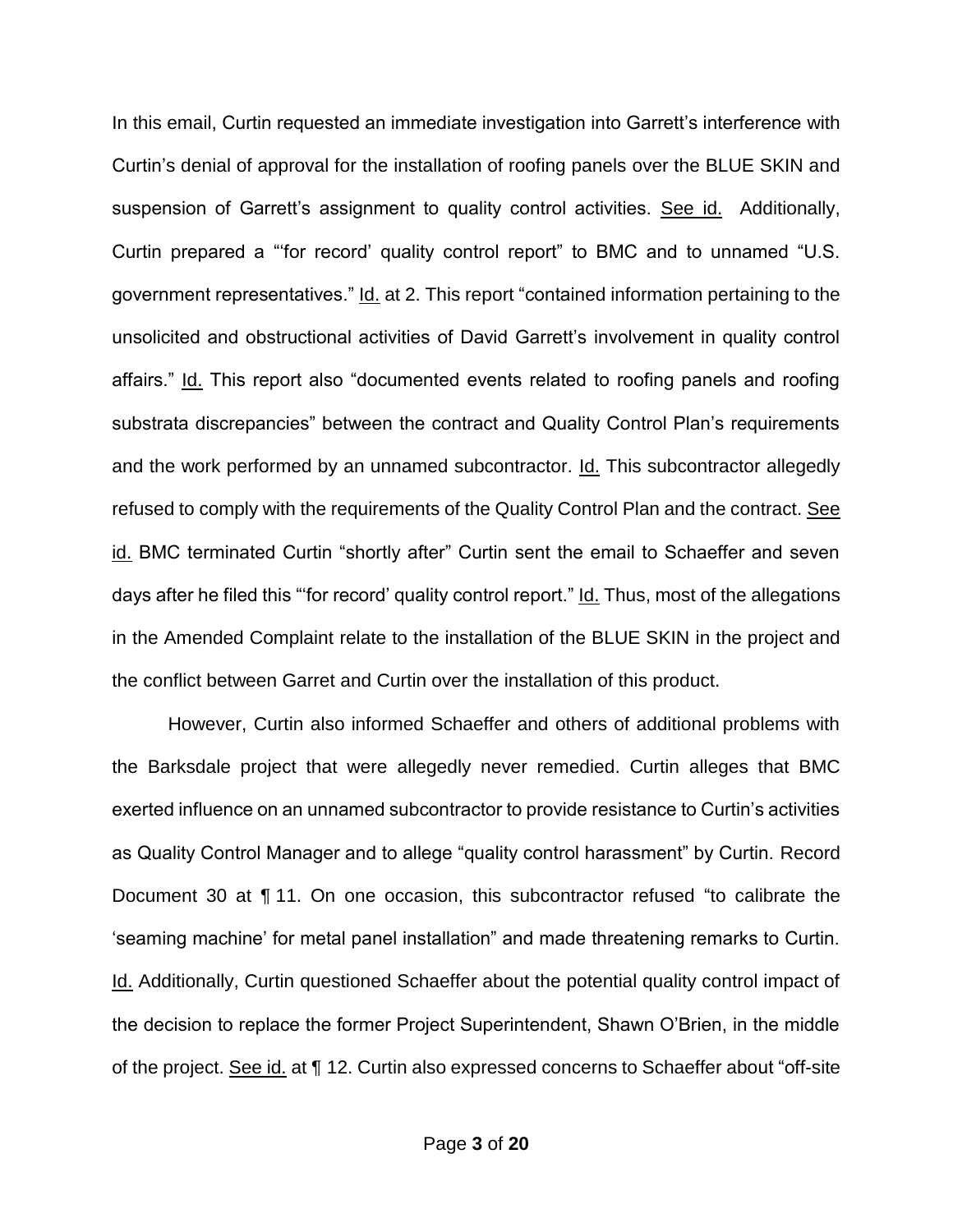In this email, Curtin requested an immediate investigation into Garrett's interference with Curtin's denial of approval for the installation of roofing panels over the BLUE SKIN and suspension of Garrett's assignment to quality control activities. See id. Additionally, Curtin prepared a "'for record' quality control report" to BMC and to unnamed "U.S. government representatives." Id. at 2. This report "contained information pertaining to the unsolicited and obstructional activities of David Garrett's involvement in quality control affairs." Id. This report also "documented events related to roofing panels and roofing substrata discrepancies" between the contract and Quality Control Plan's requirements and the work performed by an unnamed subcontractor. Id. This subcontractor allegedly refused to comply with the requirements of the Quality Control Plan and the contract. See id. BMC terminated Curtin "shortly after" Curtin sent the email to Schaeffer and seven days after he filed this "'for record' quality control report." Id. Thus, most of the allegations in the Amended Complaint relate to the installation of the BLUE SKIN in the project and the conflict between Garret and Curtin over the installation of this product.

However, Curtin also informed Schaeffer and others of additional problems with the Barksdale project that were allegedly never remedied. Curtin alleges that BMC exerted influence on an unnamed subcontractor to provide resistance to Curtin's activities as Quality Control Manager and to allege "quality control harassment" by Curtin. Record Document 30 at ¶ 11. On one occasion, this subcontractor refused "to calibrate the 'seaming machine' for metal panel installation" and made threatening remarks to Curtin. Id. Additionally, Curtin questioned Schaeffer about the potential quality control impact of the decision to replace the former Project Superintendent, Shawn O'Brien, in the middle of the project. See id. at ¶ 12. Curtin also expressed concerns to Schaeffer about "off-site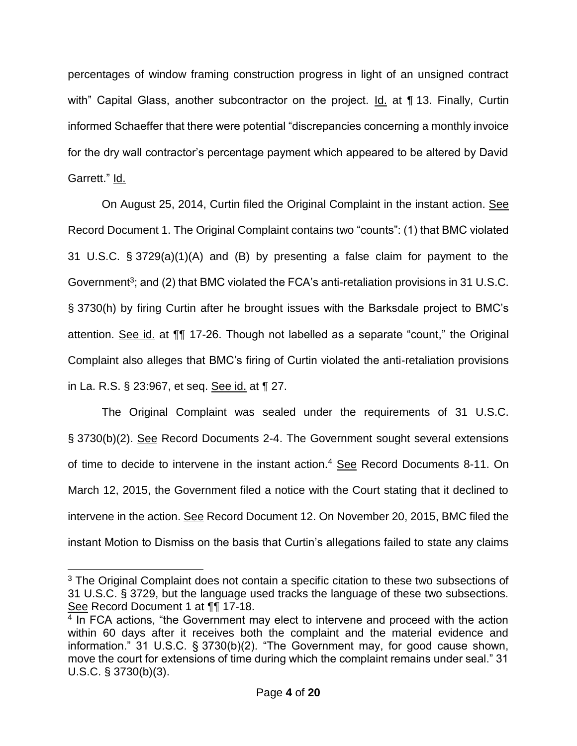percentages of window framing construction progress in light of an unsigned contract with" Capital Glass, another subcontractor on the project. Id. at ¶ 13. Finally, Curtin informed Schaeffer that there were potential "discrepancies concerning a monthly invoice for the dry wall contractor's percentage payment which appeared to be altered by David Garrett." Id.

On August 25, 2014, Curtin filed the Original Complaint in the instant action. See Record Document 1. The Original Complaint contains two "counts": (1) that BMC violated 31 U.S.C. § 3729(a)(1)(A) and (B) by presenting a false claim for payment to the Government[3]; and (2) that BMC violated the FCA's anti-retaliation provisions in 31 U.S.C. § 3730(h) by firing Curtin after he brought issues with the Barksdale project to BMC's attention. See id. at ¶¶ 17-26. Though not labelled as a separate "count," the Original Complaint also alleges that BMC's firing of Curtin violated the anti-retaliation provisions in La. R.S. § 23:967, et seq. See id. at ¶ 27.

The Original Complaint was sealed under the requirements of 31 U.S.C. § 3730(b)(2). See Record Documents 2-4. The Government sought several extensions of time to decide to intervene in the instant action.[4] See Record Documents 8-11. On March 12, 2015, the Government filed a notice with the Court stating that it declined to intervene in the action. See Record Document 12. On November 20, 2015, BMC filed the instant Motion to Dismiss on the basis that Curtin's allegations failed to state any claims

[3] The Original Complaint does not contain a specific citation to these two subsections of 31 U.S.C. § 3729, but the language used tracks the language of these two subsections. See Record Document 1 at ¶¶ 17-18.

[4] In FCA actions, "the Government may elect to intervene and proceed with the action within 60 days after it receives both the complaint and the material evidence and information." 31 U.S.C. § 3730(b)(2). "The Government may, for good cause shown, move the court for extensions of time during which the complaint remains under seal." 31 U.S.C. § 3730(b)(3).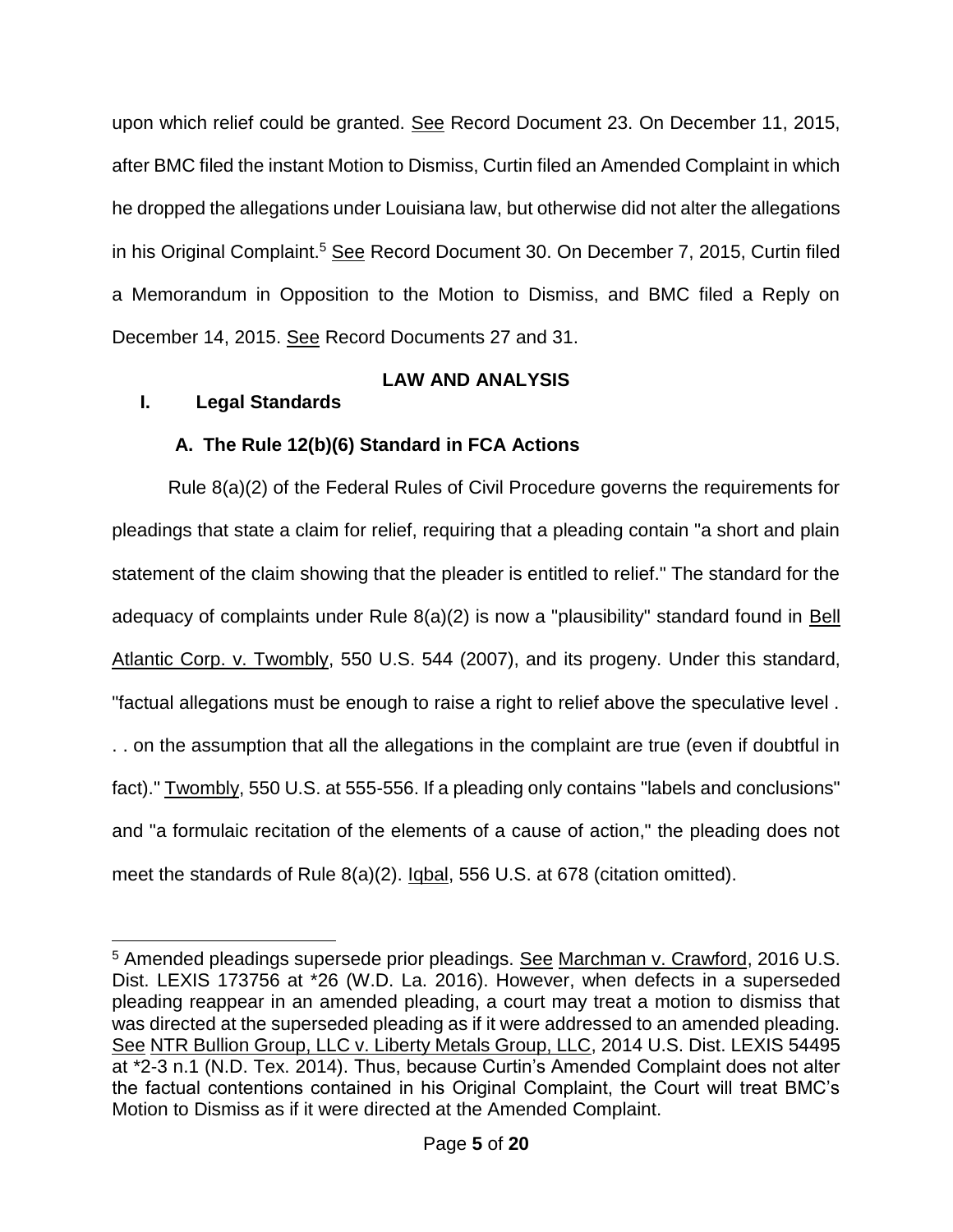upon which relief could be granted. See Record Document 23. On December 11, 2015, after BMC filed the instant Motion to Dismiss, Curtin filed an Amended Complaint in which he dropped the allegations under Louisiana law, but otherwise did not alter the allegations in his Original Complaint.[5] See Record Document 30. On December 7, 2015, Curtin filed a Memorandum in Opposition to the Motion to Dismiss, and BMC filed a Reply on December 14, 2015. See Record Documents 27 and 31.

## LAW AND ANALYSIS

### I. Legal Standards

#### A. The Rule 12(b)(6) Standard in FCA Actions

Rule 8(a)(2) of the Federal Rules of Civil Procedure governs the requirements for pleadings that state a claim for relief, requiring that a pleading contain "a short and plain statement of the claim showing that the pleader is entitled to relief." The standard for the adequacy of complaints under Rule 8(a)(2) is now a "plausibility" standard found in Bell Atlantic Corp. v. Twombly, 550 U.S. 544 (2007), and its progeny. Under this standard, "factual allegations must be enough to raise a right to relief above the speculative level . . . on the assumption that all the allegations in the complaint are true (even if doubtful in fact)." Twombly, 550 U.S. at 555-556. If a pleading only contains "labels and conclusions" and "a formulaic recitation of the elements of a cause of action," the pleading does not meet the standards of Rule 8(a)(2). Iqbal, 556 U.S. at 678 (citation omitted).

---

[5] Amended pleadings supersede prior pleadings. See Marchman v. Crawford, 2016 U.S. Dist. LEXIS 173756 at *26 (W.D. La. 2016). However, when defects in a superseded pleading reappear in an amended pleading, a court may treat a motion to dismiss that was directed at the superseded pleading as if it were addressed to an amended pleading. See NTR Bullion Group, LLC v. Liberty Metals Group, LLC, 2014 U.S. Dist. LEXIS 54495 at *2-3 n.1 (N.D. Tex. 2014). Thus, because Curtin's Amended Complaint does not alter the factual contentions contained in his Original Complaint, the Court will treat BMC's Motion to Dismiss as if it were directed at the Amended Complaint.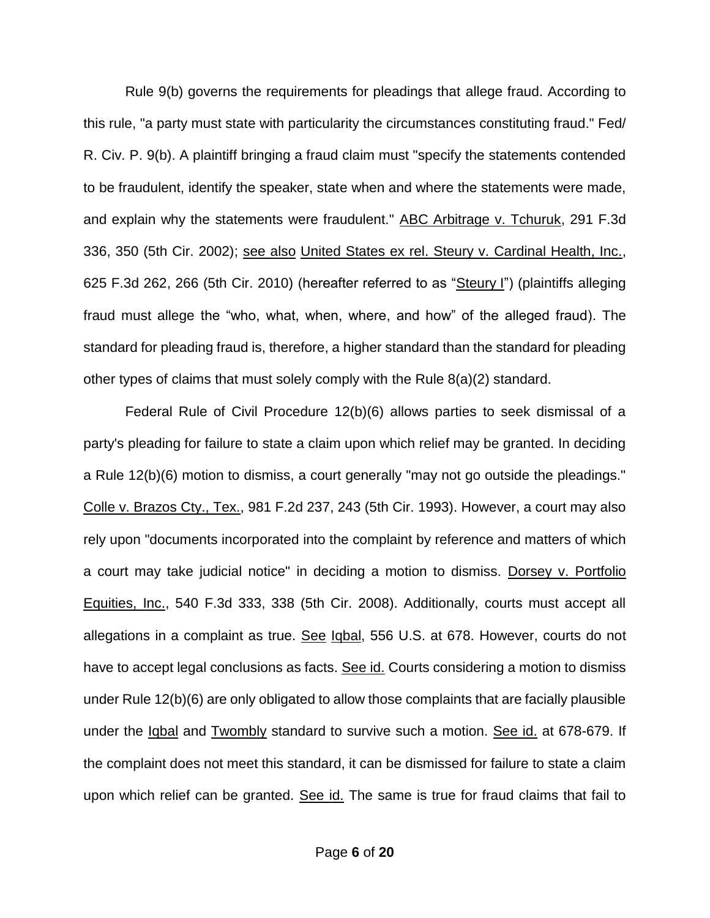Rule 9(b) governs the requirements for pleadings that allege fraud. According to this rule, "a party must state with particularity the circumstances constituting fraud." Fed/ R. Civ. P. 9(b). A plaintiff bringing a fraud claim must "specify the statements contended to be fraudulent, identify the speaker, state when and where the statements were made, and explain why the statements were fraudulent." ABC Arbitrage v. Tchuruk, 291 F.3d 336, 350 (5th Cir. 2002); see also United States ex rel. Steury v. Cardinal Health, Inc., 625 F.3d 262, 266 (5th Cir. 2010) (hereafter referred to as "Steury I") (plaintiffs alleging fraud must allege the "who, what, when, where, and how" of the alleged fraud). The standard for pleading fraud is, therefore, a higher standard than the standard for pleading other types of claims that must solely comply with the Rule 8(a)(2) standard.

Federal Rule of Civil Procedure 12(b)(6) allows parties to seek dismissal of a party's pleading for failure to state a claim upon which relief may be granted. In deciding a Rule 12(b)(6) motion to dismiss, a court generally "may not go outside the pleadings." Colle v. Brazos Cty., Tex., 981 F.2d 237, 243 (5th Cir. 1993). However, a court may also rely upon "documents incorporated into the complaint by reference and matters of which a court may take judicial notice" in deciding a motion to dismiss. Dorsey v. Portfolio Equities, Inc., 540 F.3d 333, 338 (5th Cir. 2008). Additionally, courts must accept all allegations in a complaint as true. See Iqbal, 556 U.S. at 678. However, courts do not have to accept legal conclusions as facts. See id. Courts considering a motion to dismiss under Rule 12(b)(6) are only obligated to allow those complaints that are facially plausible under the Iqbal and Twombly standard to survive such a motion. See id. at 678-679. If the complaint does not meet this standard, it can be dismissed for failure to state a claim upon which relief can be granted. See id. The same is true for fraud claims that fail to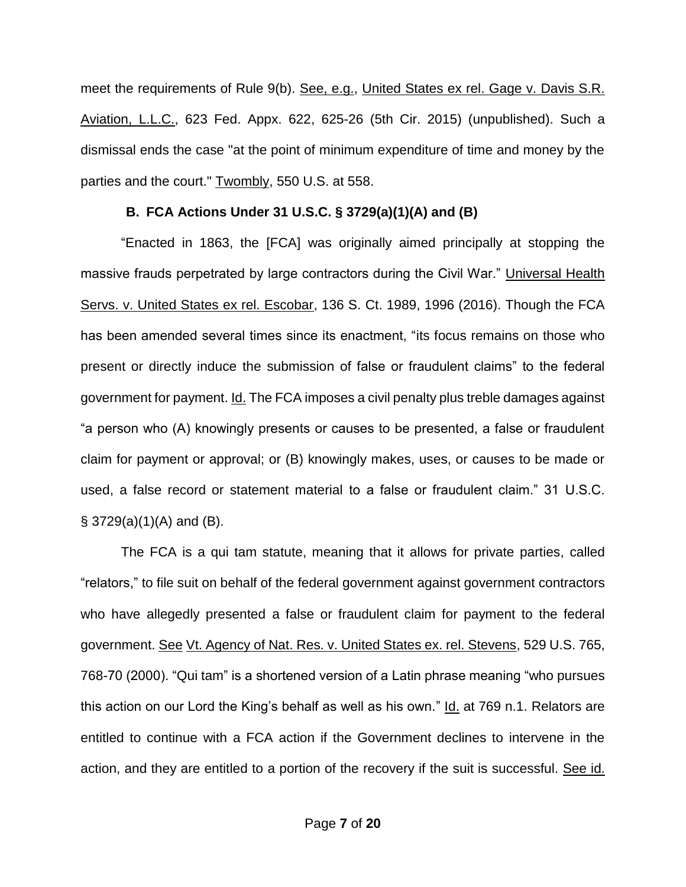meet the requirements of Rule 9(b). See, e.g., United States ex rel. Gage v. Davis S.R. Aviation, L.L.C., 623 Fed. Appx. 622, 625-26 (5th Cir. 2015) (unpublished). Such a dismissal ends the case "at the point of minimum expenditure of time and money by the parties and the court." Twombly, 550 U.S. at 558.

**B. FCA Actions Under 31 U.S.C. § 3729(a)(1)(A) and (B)**

"Enacted in 1863, the [FCA] was originally aimed principally at stopping the massive frauds perpetrated by large contractors during the Civil War." Universal Health Servs. v. United States ex rel. Escobar, 136 S. Ct. 1989, 1996 (2016). Though the FCA has been amended several times since its enactment, "its focus remains on those who present or directly induce the submission of false or fraudulent claims" to the federal government for payment. Id. The FCA imposes a civil penalty plus treble damages against "a person who (A) knowingly presents or causes to be presented, a false or fraudulent claim for payment or approval; or (B) knowingly makes, uses, or causes to be made or used, a false record or statement material to a false or fraudulent claim." 31 U.S.C. § 3729(a)(1)(A) and (B).

The FCA is a qui tam statute, meaning that it allows for private parties, called "relators," to file suit on behalf of the federal government against government contractors who have allegedly presented a false or fraudulent claim for payment to the federal government. See Vt. Agency of Nat. Res. v. United States ex. rel. Stevens, 529 U.S. 765, 768-70 (2000). "Qui tam" is a shortened version of a Latin phrase meaning "who pursues this action on our Lord the King's behalf as well as his own." Id. at 769 n.1. Relators are entitled to continue with a FCA action if the Government declines to intervene in the action, and they are entitled to a portion of the recovery if the suit is successful. See id.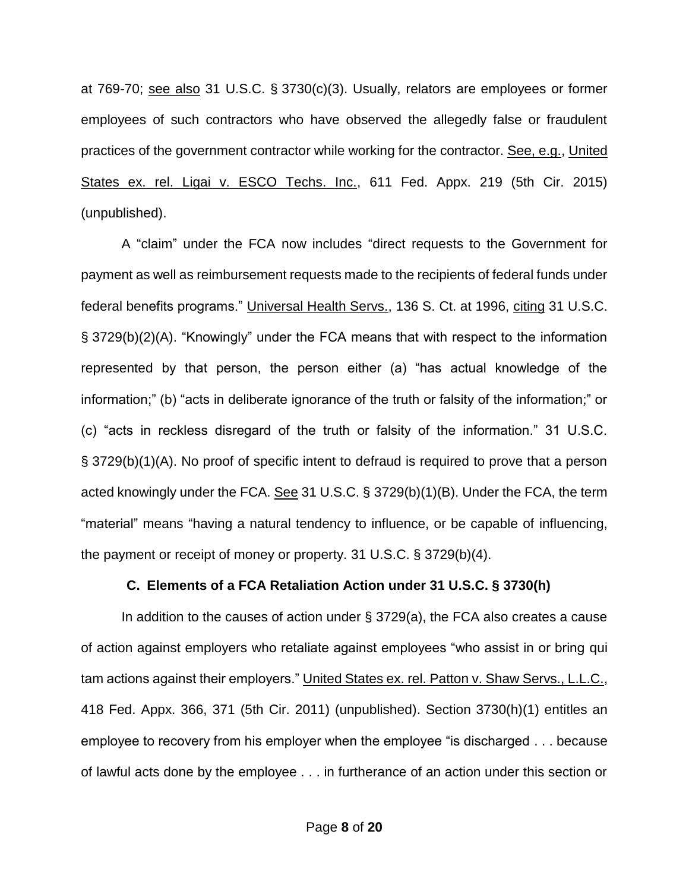at 769-70; see also 31 U.S.C. § 3730(c)(3). Usually, relators are employees or former employees of such contractors who have observed the allegedly false or fraudulent practices of the government contractor while working for the contractor. See, e.g., United States ex. rel. Ligai v. ESCO Techs. Inc., 611 Fed. Appx. 219 (5th Cir. 2015) (unpublished).

A "claim" under the FCA now includes "direct requests to the Government for payment as well as reimbursement requests made to the recipients of federal funds under federal benefits programs." Universal Health Servs., 136 S. Ct. at 1996, citing 31 U.S.C. § 3729(b)(2)(A). "Knowingly" under the FCA means that with respect to the information represented by that person, the person either (a) "has actual knowledge of the information;" (b) "acts in deliberate ignorance of the truth or falsity of the information;" or (c) "acts in reckless disregard of the truth or falsity of the information." 31 U.S.C. § 3729(b)(1)(A). No proof of specific intent to defraud is required to prove that a person acted knowingly under the FCA. See 31 U.S.C. § 3729(b)(1)(B). Under the FCA, the term "material" means "having a natural tendency to influence, or be capable of influencing, the payment or receipt of money or property. 31 U.S.C. § 3729(b)(4).

### C. Elements of a FCA Retaliation Action under 31 U.S.C. § 3730(h)

In addition to the causes of action under § 3729(a), the FCA also creates a cause of action against employers who retaliate against employees "who assist in or bring qui tam actions against their employers." United States ex. rel. Patton v. Shaw Servs., L.L.C., 418 Fed. Appx. 366, 371 (5th Cir. 2011) (unpublished). Section 3730(h)(1) entitles an employee to recovery from his employer when the employee "is discharged . . . because of lawful acts done by the employee . . . in furtherance of an action under this section or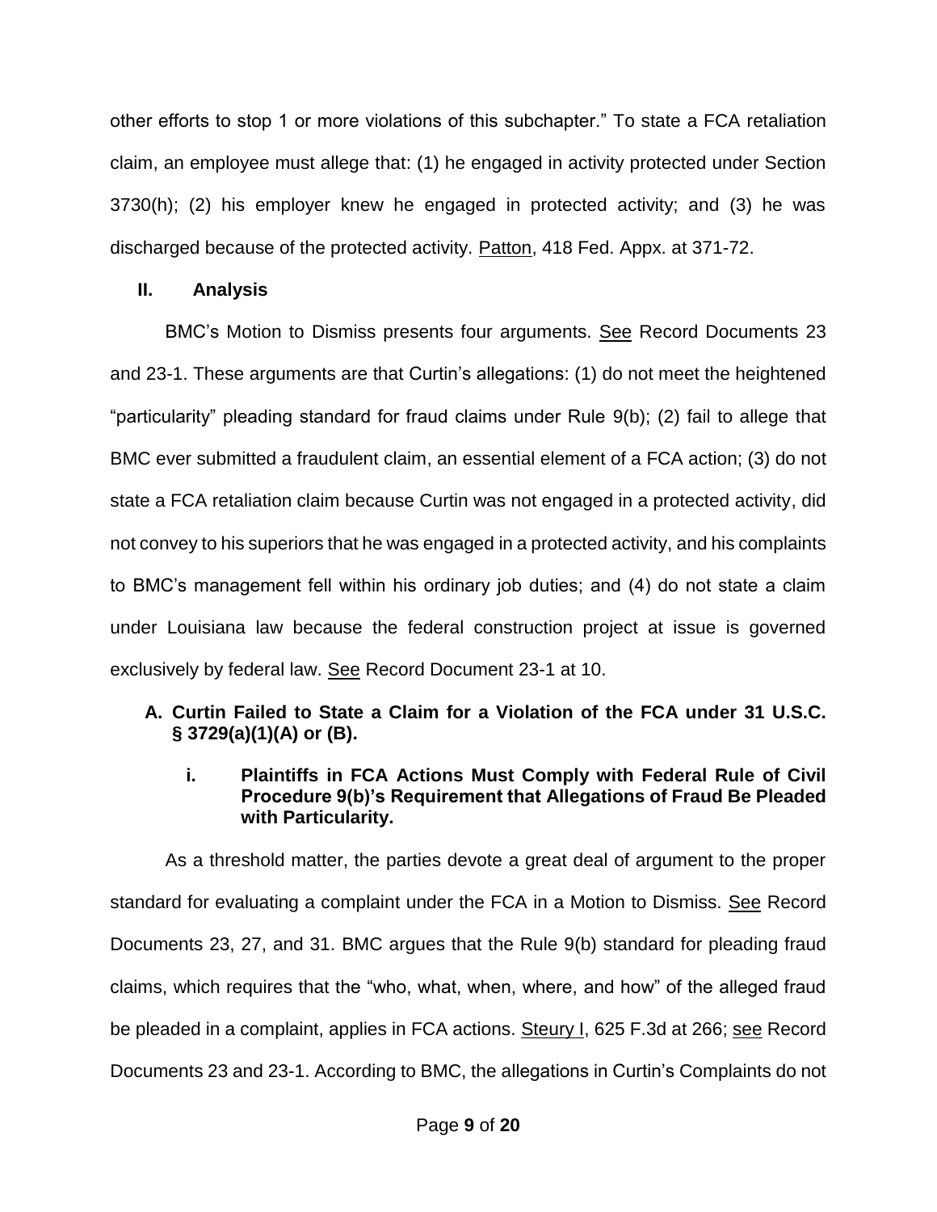other efforts to stop 1 or more violations of this subchapter." To state a FCA retaliation claim, an employee must allege that: (1) he engaged in activity protected under Section 3730(h); (2) his employer knew he engaged in protected activity; and (3) he was discharged because of the protected activity. Patton, 418 Fed. Appx. at 371-72.

## II. Analysis

BMC's Motion to Dismiss presents four arguments. See Record Documents 23 and 23-1. These arguments are that Curtin's allegations: (1) do not meet the heightened "particularity" pleading standard for fraud claims under Rule 9(b); (2) fail to allege that BMC ever submitted a fraudulent claim, an essential element of a FCA action; (3) do not state a FCA retaliation claim because Curtin was not engaged in a protected activity, did not convey to his superiors that he was engaged in a protected activity, and his complaints to BMC's management fell within his ordinary job duties; and (4) do not state a claim under Louisiana law because the federal construction project at issue is governed exclusively by federal law. See Record Document 23-1 at 10.

### A. Curtin Failed to State a Claim for a Violation of the FCA under 31 U.S.C. § 3729(a)(1)(A) or (B).

#### i. Plaintiffs in FCA Actions Must Comply with Federal Rule of Civil Procedure 9(b)'s Requirement that Allegations of Fraud Be Pleaded with Particularity.

As a threshold matter, the parties devote a great deal of argument to the proper standard for evaluating a complaint under the FCA in a Motion to Dismiss. See Record Documents 23, 27, and 31. BMC argues that the Rule 9(b) standard for pleading fraud claims, which requires that the "who, what, when, where, and how" of the alleged fraud be pleaded in a complaint, applies in FCA actions. Steury I, 625 F.3d at 266; see Record Documents 23 and 23-1. According to BMC, the allegations in Curtin's Complaints do not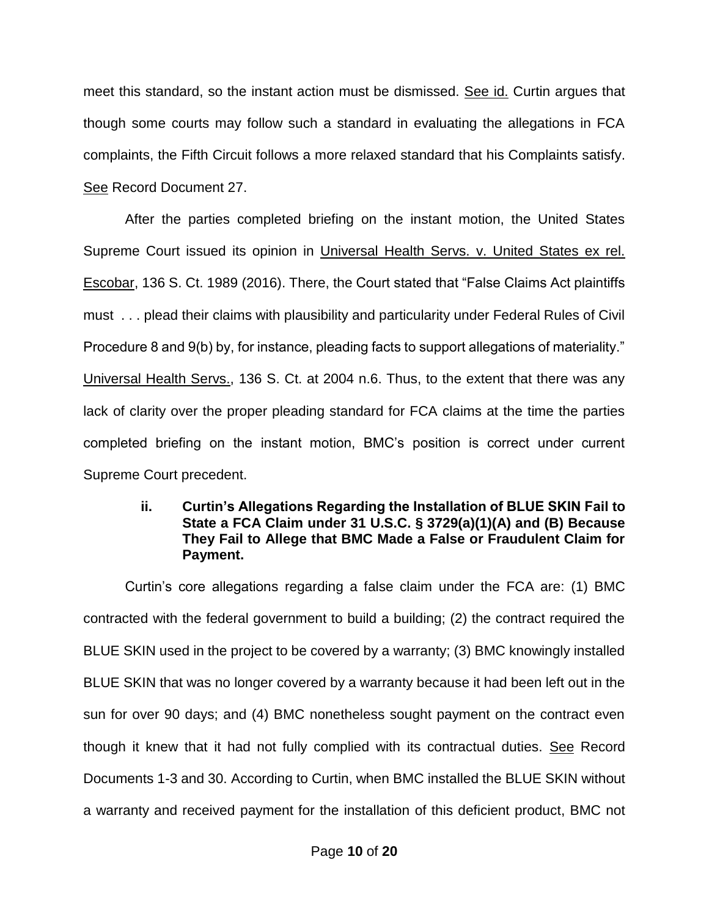meet this standard, so the instant action must be dismissed. See id. Curtin argues that though some courts may follow such a standard in evaluating the allegations in FCA complaints, the Fifth Circuit follows a more relaxed standard that his Complaints satisfy. See Record Document 27.

After the parties completed briefing on the instant motion, the United States Supreme Court issued its opinion in Universal Health Servs. v. United States ex rel. Escobar, 136 S. Ct. 1989 (2016). There, the Court stated that "False Claims Act plaintiffs must . . . plead their claims with plausibility and particularity under Federal Rules of Civil Procedure 8 and 9(b) by, for instance, pleading facts to support allegations of materiality." Universal Health Servs., 136 S. Ct. at 2004 n.6. Thus, to the extent that there was any lack of clarity over the proper pleading standard for FCA claims at the time the parties completed briefing on the instant motion, BMC's position is correct under current Supreme Court precedent.

**ii. Curtin's Allegations Regarding the Installation of BLUE SKIN Fail to State a FCA Claim under 31 U.S.C. § 3729(a)(1)(A) and (B) Because They Fail to Allege that BMC Made a False or Fraudulent Claim for Payment.**

Curtin's core allegations regarding a false claim under the FCA are: (1) BMC contracted with the federal government to build a building; (2) the contract required the BLUE SKIN used in the project to be covered by a warranty; (3) BMC knowingly installed BLUE SKIN that was no longer covered by a warranty because it had been left out in the sun for over 90 days; and (4) BMC nonetheless sought payment on the contract even though it knew that it had not fully complied with its contractual duties. See Record Documents 1-3 and 30. According to Curtin, when BMC installed the BLUE SKIN without a warranty and received payment for the installation of this deficient product, BMC not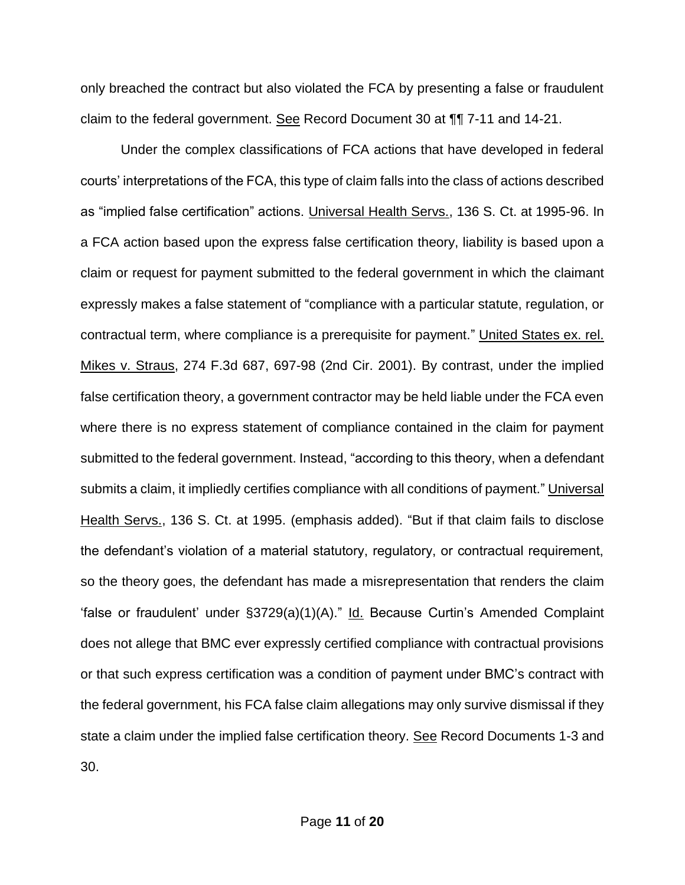only breached the contract but also violated the FCA by presenting a false or fraudulent claim to the federal government. See Record Document 30 at ¶¶ 7-11 and 14-21.

Under the complex classifications of FCA actions that have developed in federal courts' interpretations of the FCA, this type of claim falls into the class of actions described as "implied false certification" actions. Universal Health Servs., 136 S. Ct. at 1995-96. In a FCA action based upon the express false certification theory, liability is based upon a claim or request for payment submitted to the federal government in which the claimant expressly makes a false statement of "compliance with a particular statute, regulation, or contractual term, where compliance is a prerequisite for payment." United States ex. rel. Mikes v. Straus, 274 F.3d 687, 697-98 (2nd Cir. 2001). By contrast, under the implied false certification theory, a government contractor may be held liable under the FCA even where there is no express statement of compliance contained in the claim for payment submitted to the federal government. Instead, "according to this theory, when a defendant submits a claim, it impliedly certifies compliance with all conditions of payment." Universal Health Servs., 136 S. Ct. at 1995. (emphasis added). "But if that claim fails to disclose the defendant's violation of a material statutory, regulatory, or contractual requirement, so the theory goes, the defendant has made a misrepresentation that renders the claim 'false or fraudulent' under §3729(a)(1)(A)." Id. Because Curtin's Amended Complaint does not allege that BMC ever expressly certified compliance with contractual provisions or that such express certification was a condition of payment under BMC's contract with the federal government, his FCA false claim allegations may only survive dismissal if they state a claim under the implied false certification theory. See Record Documents 1-3 and 30.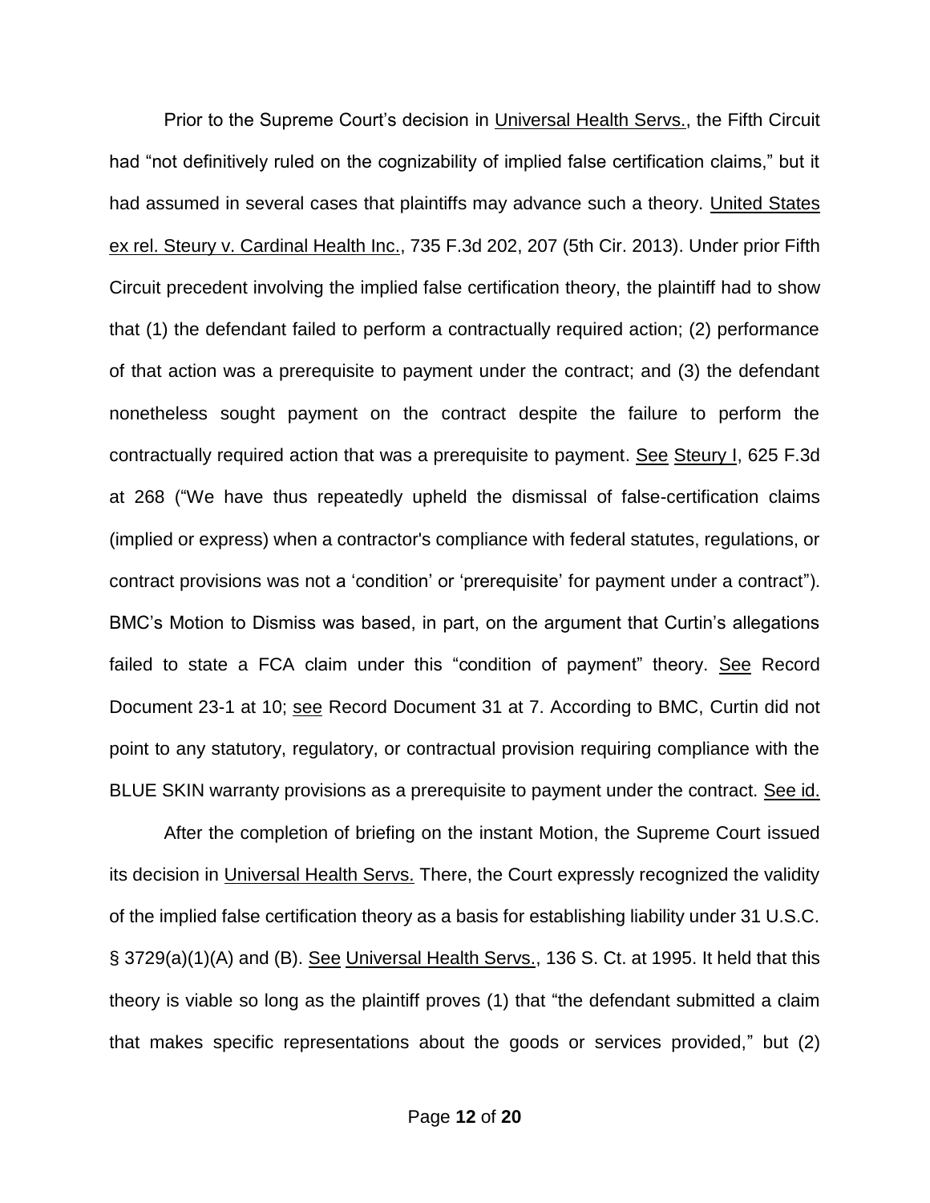Prior to the Supreme Court's decision in Universal Health Servs., the Fifth Circuit had "not definitively ruled on the cognizability of implied false certification claims," but it had assumed in several cases that plaintiffs may advance such a theory. United States ex rel. Steury v. Cardinal Health Inc., 735 F.3d 202, 207 (5th Cir. 2013). Under prior Fifth Circuit precedent involving the implied false certification theory, the plaintiff had to show that (1) the defendant failed to perform a contractually required action; (2) performance of that action was a prerequisite to payment under the contract; and (3) the defendant nonetheless sought payment on the contract despite the failure to perform the contractually required action that was a prerequisite to payment. See Steury I, 625 F.3d at 268 ("We have thus repeatedly upheld the dismissal of false-certification claims (implied or express) when a contractor's compliance with federal statutes, regulations, or contract provisions was not a 'condition' or 'prerequisite' for payment under a contract"). BMC's Motion to Dismiss was based, in part, on the argument that Curtin's allegations failed to state a FCA claim under this "condition of payment" theory. See Record Document 23-1 at 10; see Record Document 31 at 7. According to BMC, Curtin did not point to any statutory, regulatory, or contractual provision requiring compliance with the BLUE SKIN warranty provisions as a prerequisite to payment under the contract. See id.

After the completion of briefing on the instant Motion, the Supreme Court issued its decision in Universal Health Servs. There, the Court expressly recognized the validity of the implied false certification theory as a basis for establishing liability under 31 U.S.C. § 3729(a)(1)(A) and (B). See Universal Health Servs., 136 S. Ct. at 1995. It held that this theory is viable so long as the plaintiff proves (1) that "the defendant submitted a claim that makes specific representations about the goods or services provided," but (2)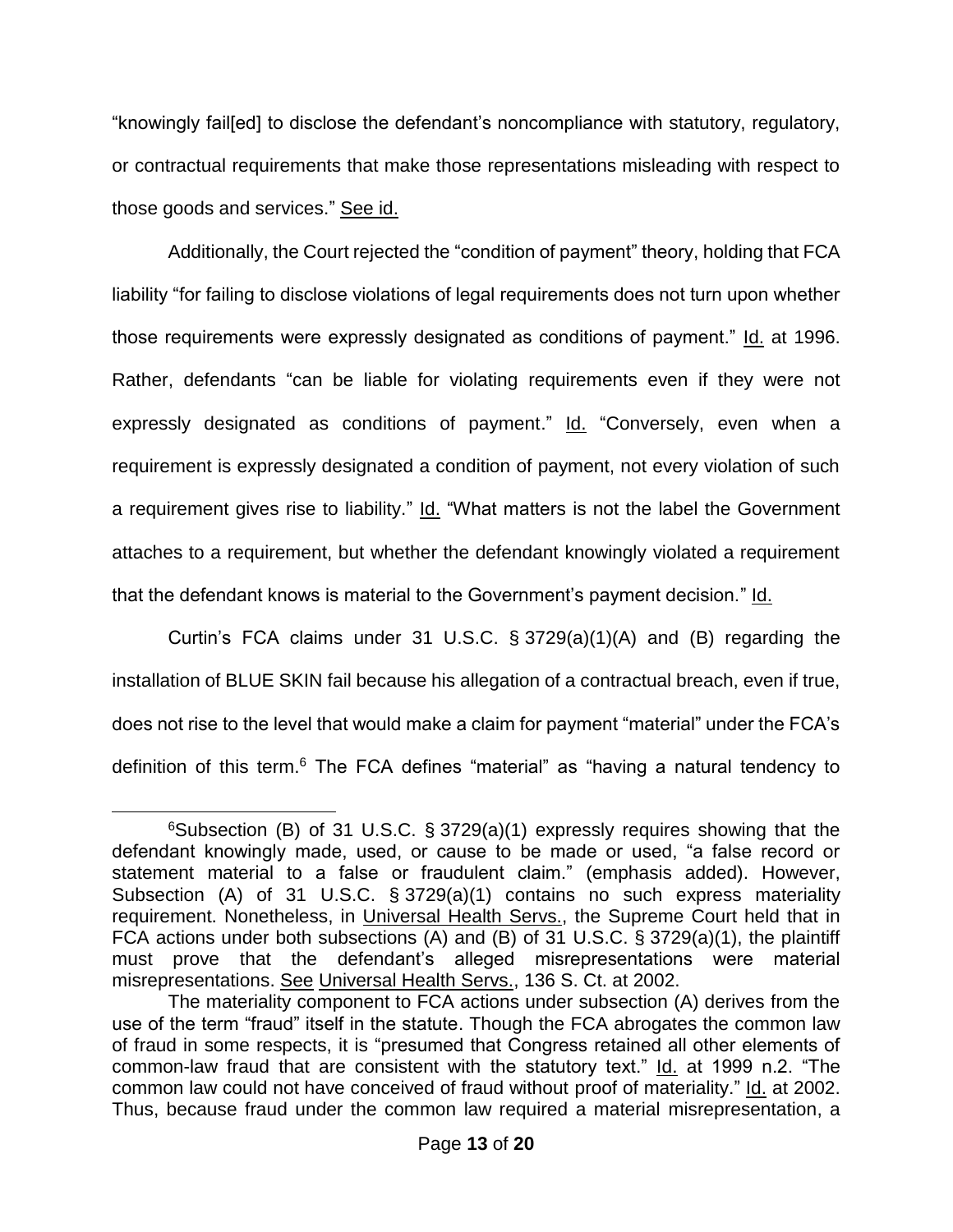"knowingly fail[ed] to disclose the defendant's noncompliance with statutory, regulatory, or contractual requirements that make those representations misleading with respect to those goods and services." See id.

Additionally, the Court rejected the "condition of payment" theory, holding that FCA liability "for failing to disclose violations of legal requirements does not turn upon whether those requirements were expressly designated as conditions of payment." Id. at 1996. Rather, defendants "can be liable for violating requirements even if they were not expressly designated as conditions of payment." Id. "Conversely, even when a requirement is expressly designated a condition of payment, not every violation of such a requirement gives rise to liability." Id. "What matters is not the label the Government attaches to a requirement, but whether the defendant knowingly violated a requirement that the defendant knows is material to the Government's payment decision." Id.

Curtin's FCA claims under 31 U.S.C. § 3729(a)(1)(A) and (B) regarding the installation of BLUE SKIN fail because his allegation of a contractual breach, even if true, does not rise to the level that would make a claim for payment "material" under the FCA's definition of this term.[6] The FCA defines "material" as "having a natural tendency to

---

[6]Subsection (B) of 31 U.S.C. § 3729(a)(1) expressly requires showing that the defendant knowingly made, used, or cause to be made or used, "a false record or statement material to a false or fraudulent claim." (emphasis added). However, Subsection (A) of 31 U.S.C. § 3729(a)(1) contains no such express materiality requirement. Nonetheless, in Universal Health Servs., the Supreme Court held that in FCA actions under both subsections (A) and (B) of 31 U.S.C. § 3729(a)(1), the plaintiff must prove that the defendant's alleged misrepresentations were material misrepresentations. See Universal Health Servs., 136 S. Ct. at 2002.

The materiality component to FCA actions under subsection (A) derives from the use of the term "fraud" itself in the statute. Though the FCA abrogates the common law of fraud in some respects, it is "presumed that Congress retained all other elements of common-law fraud that are consistent with the statutory text." Id. at 1999 n.2. "The common law could not have conceived of fraud without proof of materiality." Id. at 2002. Thus, because fraud under the common law required a material misrepresentation, a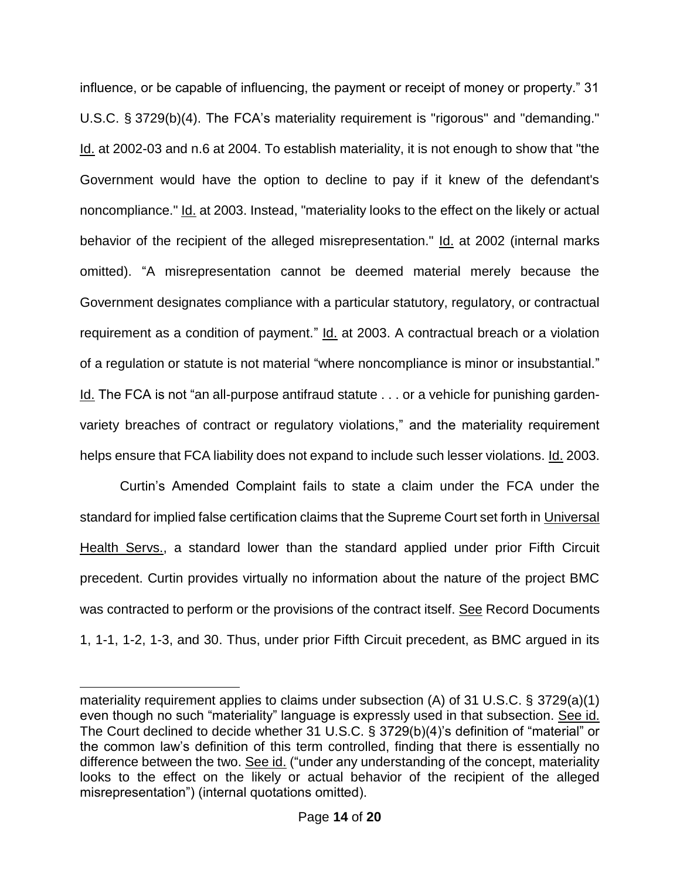influence, or be capable of influencing, the payment or receipt of money or property." 31 U.S.C. § 3729(b)(4). The FCA's materiality requirement is "rigorous" and "demanding." Id. at 2002-03 and n.6 at 2004. To establish materiality, it is not enough to show that "the Government would have the option to decline to pay if it knew of the defendant's noncompliance." Id. at 2003. Instead, "materiality looks to the effect on the likely or actual behavior of the recipient of the alleged misrepresentation." Id. at 2002 (internal marks omitted). "A misrepresentation cannot be deemed material merely because the Government designates compliance with a particular statutory, regulatory, or contractual requirement as a condition of payment." Id. at 2003. A contractual breach or a violation of a regulation or statute is not material "where noncompliance is minor or insubstantial." Id. The FCA is not "an all-purpose antifraud statute . . . or a vehicle for punishing garden-variety breaches of contract or regulatory violations," and the materiality requirement helps ensure that FCA liability does not expand to include such lesser violations. Id. 2003.

Curtin's Amended Complaint fails to state a claim under the FCA under the standard for implied false certification claims that the Supreme Court set forth in Universal Health Servs., a standard lower than the standard applied under prior Fifth Circuit precedent. Curtin provides virtually no information about the nature of the project BMC was contracted to perform or the provisions of the contract itself. See Record Documents 1, 1-1, 1-2, 1-3, and 30. Thus, under prior Fifth Circuit precedent, as BMC argued in its

---

materiality requirement applies to claims under subsection (A) of 31 U.S.C. § 3729(a)(1) even though no such "materiality" language is expressly used in that subsection. See id. The Court declined to decide whether 31 U.S.C. § 3729(b)(4)'s definition of "material" or the common law's definition of this term controlled, finding that there is essentially no difference between the two. See id. ("under any understanding of the concept, materiality looks to the effect on the likely or actual behavior of the recipient of the alleged misrepresentation") (internal quotations omitted).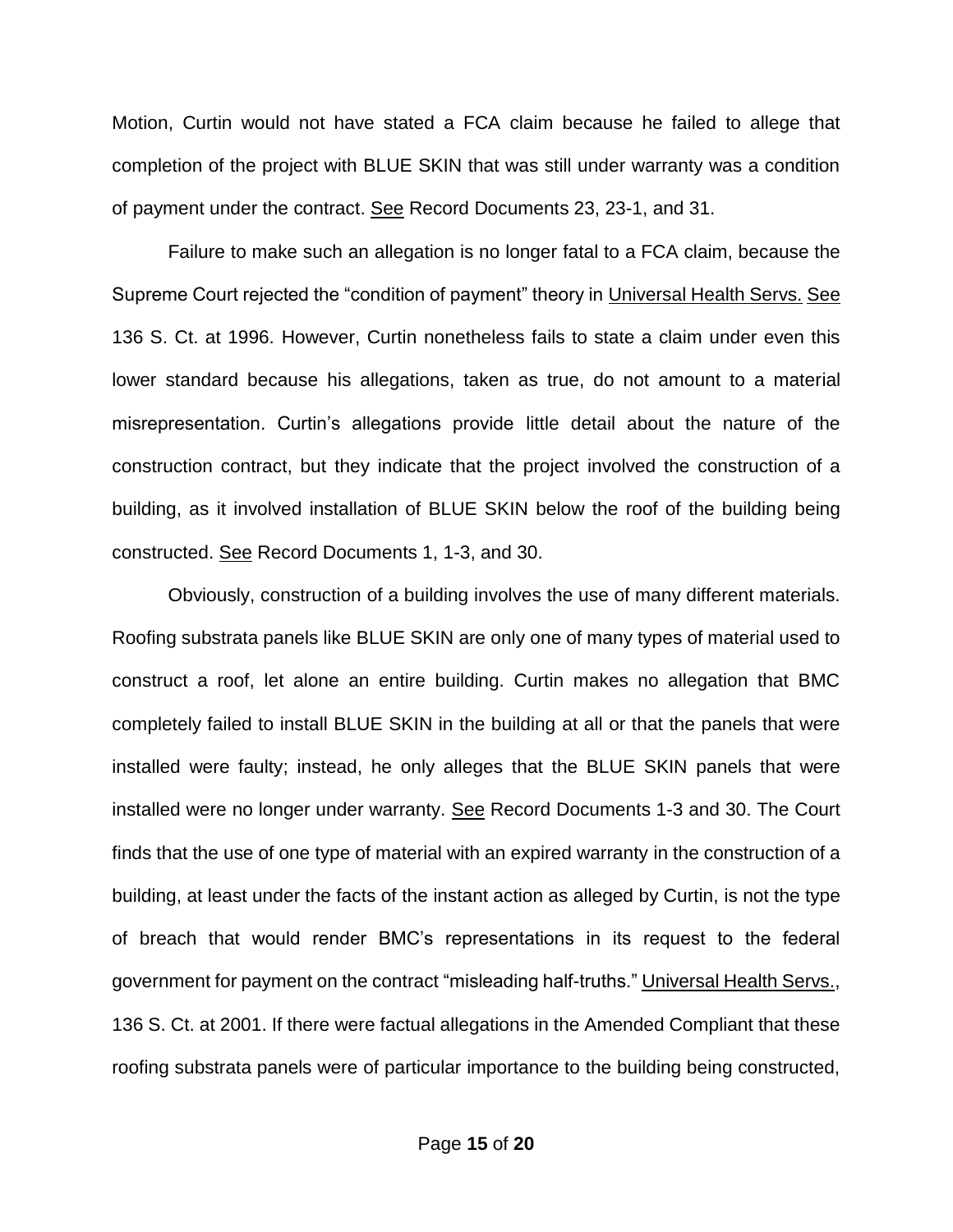Motion, Curtin would not have stated a FCA claim because he failed to allege that completion of the project with BLUE SKIN that was still under warranty was a condition of payment under the contract. See Record Documents 23, 23-1, and 31.

Failure to make such an allegation is no longer fatal to a FCA claim, because the Supreme Court rejected the "condition of payment" theory in Universal Health Servs. See 136 S. Ct. at 1996. However, Curtin nonetheless fails to state a claim under even this lower standard because his allegations, taken as true, do not amount to a material misrepresentation. Curtin's allegations provide little detail about the nature of the construction contract, but they indicate that the project involved the construction of a building, as it involved installation of BLUE SKIN below the roof of the building being constructed. See Record Documents 1, 1-3, and 30.

Obviously, construction of a building involves the use of many different materials. Roofing substrata panels like BLUE SKIN are only one of many types of material used to construct a roof, let alone an entire building. Curtin makes no allegation that BMC completely failed to install BLUE SKIN in the building at all or that the panels that were installed were faulty; instead, he only alleges that the BLUE SKIN panels that were installed were no longer under warranty. See Record Documents 1-3 and 30. The Court finds that the use of one type of material with an expired warranty in the construction of a building, at least under the facts of the instant action as alleged by Curtin, is not the type of breach that would render BMC's representations in its request to the federal government for payment on the contract "misleading half-truths." Universal Health Servs., 136 S. Ct. at 2001. If there were factual allegations in the Amended Compliant that these roofing substrata panels were of particular importance to the building being constructed,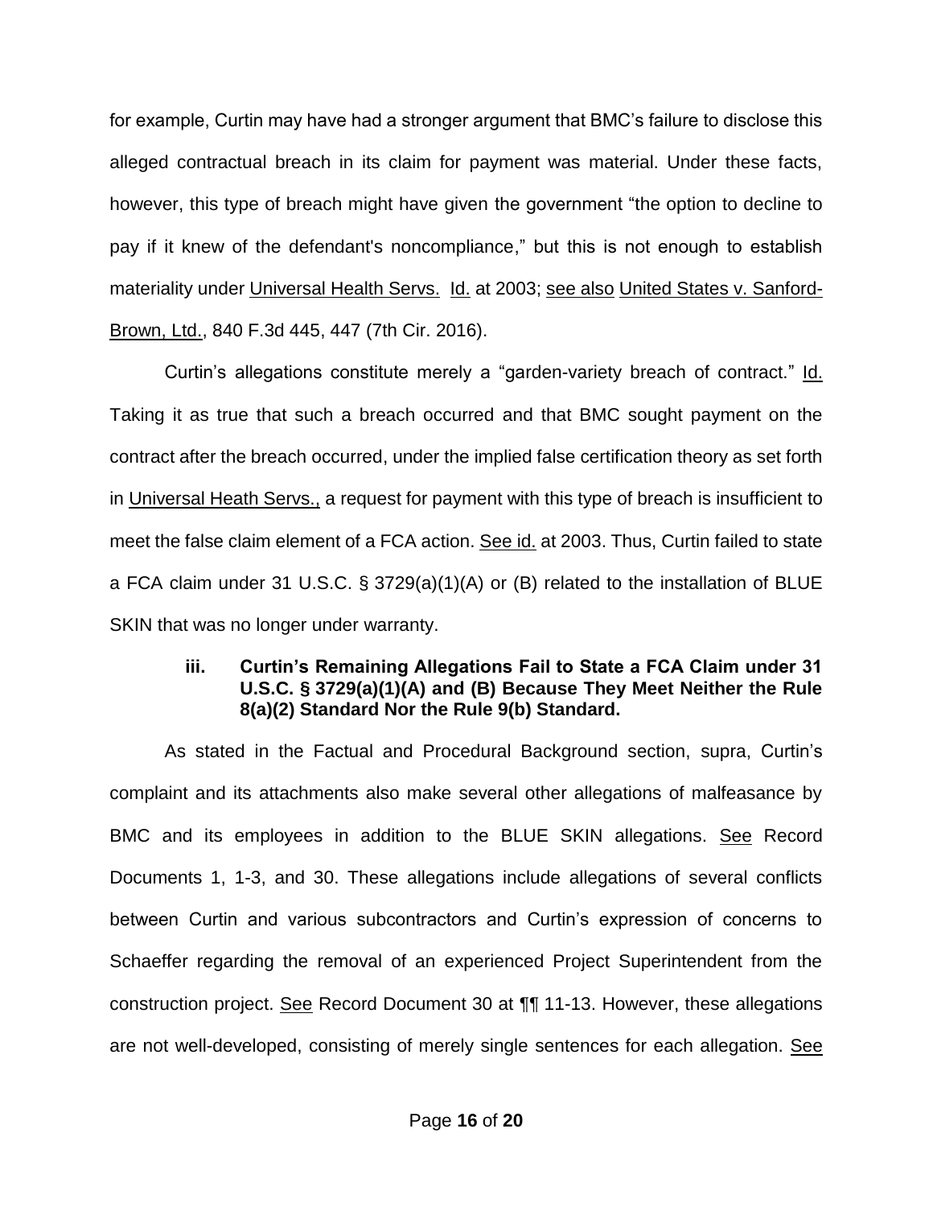for example, Curtin may have had a stronger argument that BMC's failure to disclose this alleged contractual breach in its claim for payment was material. Under these facts, however, this type of breach might have given the government "the option to decline to pay if it knew of the defendant's noncompliance," but this is not enough to establish materiality under Universal Health Servs. Id. at 2003; see also United States v. Sanford-Brown, Ltd., 840 F.3d 445, 447 (7th Cir. 2016).

Curtin's allegations constitute merely a "garden-variety breach of contract." Id. Taking it as true that such a breach occurred and that BMC sought payment on the contract after the breach occurred, under the implied false certification theory as set forth in Universal Heath Servs., a request for payment with this type of breach is insufficient to meet the false claim element of a FCA action. See id. at 2003. Thus, Curtin failed to state a FCA claim under 31 U.S.C. § 3729(a)(1)(A) or (B) related to the installation of BLUE SKIN that was no longer under warranty.

**iii. Curtin's Remaining Allegations Fail to State a FCA Claim under 31 U.S.C. § 3729(a)(1)(A) and (B) Because They Meet Neither the Rule 8(a)(2) Standard Nor the Rule 9(b) Standard.**

As stated in the Factual and Procedural Background section, supra, Curtin's complaint and its attachments also make several other allegations of malfeasance by BMC and its employees in addition to the BLUE SKIN allegations. See Record Documents 1, 1-3, and 30. These allegations include allegations of several conflicts between Curtin and various subcontractors and Curtin's expression of concerns to Schaeffer regarding the removal of an experienced Project Superintendent from the construction project. See Record Document 30 at ¶¶ 11-13. However, these allegations are not well-developed, consisting of merely single sentences for each allegation. See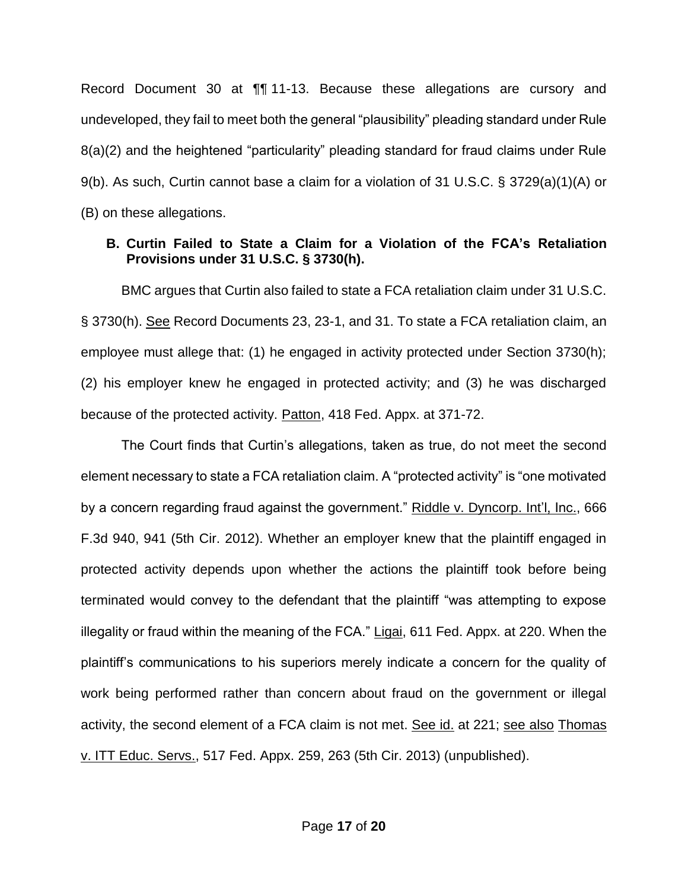Record Document 30 at ¶¶ 11-13. Because these allegations are cursory and undeveloped, they fail to meet both the general "plausibility" pleading standard under Rule 8(a)(2) and the heightened "particularity" pleading standard for fraud claims under Rule 9(b). As such, Curtin cannot base a claim for a violation of 31 U.S.C. § 3729(a)(1)(A) or (B) on these allegations.

### B. Curtin Failed to State a Claim for a Violation of the FCA's Retaliation Provisions under 31 U.S.C. § 3730(h).

BMC argues that Curtin also failed to state a FCA retaliation claim under 31 U.S.C. § 3730(h). See Record Documents 23, 23-1, and 31. To state a FCA retaliation claim, an employee must allege that: (1) he engaged in activity protected under Section 3730(h); (2) his employer knew he engaged in protected activity; and (3) he was discharged because of the protected activity. Patton, 418 Fed. Appx. at 371-72.

The Court finds that Curtin's allegations, taken as true, do not meet the second element necessary to state a FCA retaliation claim. A "protected activity" is "one motivated by a concern regarding fraud against the government." Riddle v. Dyncorp. Int'l, Inc., 666 F.3d 940, 941 (5th Cir. 2012). Whether an employer knew that the plaintiff engaged in protected activity depends upon whether the actions the plaintiff took before being terminated would convey to the defendant that the plaintiff "was attempting to expose illegality or fraud within the meaning of the FCA." Ligai, 611 Fed. Appx. at 220. When the plaintiff's communications to his superiors merely indicate a concern for the quality of work being performed rather than concern about fraud on the government or illegal activity, the second element of a FCA claim is not met. See id. at 221; see also Thomas v. ITT Educ. Servs., 517 Fed. Appx. 259, 263 (5th Cir. 2013) (unpublished).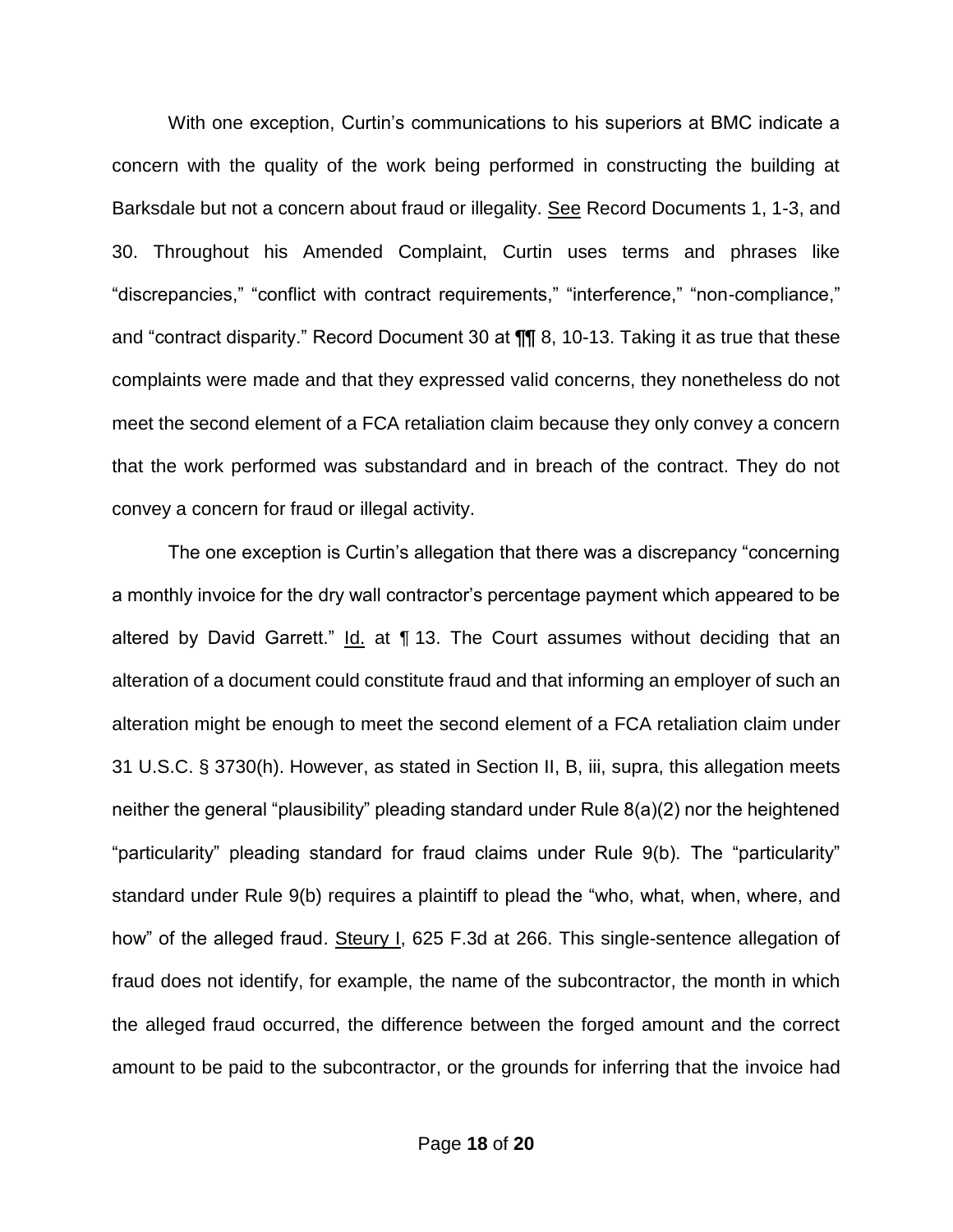With one exception, Curtin's communications to his superiors at BMC indicate a concern with the quality of the work being performed in constructing the building at Barksdale but not a concern about fraud or illegality. See Record Documents 1, 1-3, and 30. Throughout his Amended Complaint, Curtin uses terms and phrases like "discrepancies," "conflict with contract requirements," "interference," "non-compliance," and "contract disparity." Record Document 30 at ¶¶ 8, 10-13. Taking it as true that these complaints were made and that they expressed valid concerns, they nonetheless do not meet the second element of a FCA retaliation claim because they only convey a concern that the work performed was substandard and in breach of the contract. They do not convey a concern for fraud or illegal activity.

The one exception is Curtin's allegation that there was a discrepancy "concerning a monthly invoice for the dry wall contractor's percentage payment which appeared to be altered by David Garrett." Id. at ¶ 13. The Court assumes without deciding that an alteration of a document could constitute fraud and that informing an employer of such an alteration might be enough to meet the second element of a FCA retaliation claim under 31 U.S.C. § 3730(h). However, as stated in Section II, B, iii, supra, this allegation meets neither the general "plausibility" pleading standard under Rule 8(a)(2) nor the heightened "particularity" pleading standard for fraud claims under Rule 9(b). The "particularity" standard under Rule 9(b) requires a plaintiff to plead the "who, what, when, where, and how" of the alleged fraud. Steury I, 625 F.3d at 266. This single-sentence allegation of fraud does not identify, for example, the name of the subcontractor, the month in which the alleged fraud occurred, the difference between the forged amount and the correct amount to be paid to the subcontractor, or the grounds for inferring that the invoice had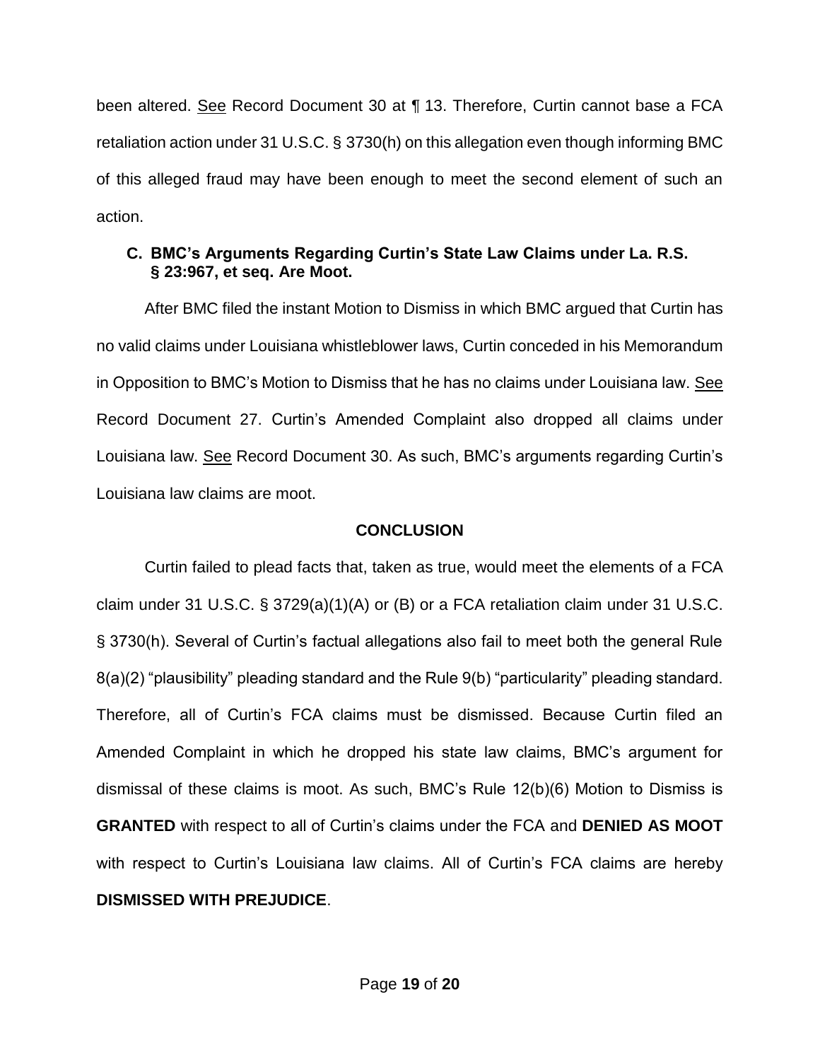been altered. See Record Document 30 at ¶ 13. Therefore, Curtin cannot base a FCA retaliation action under 31 U.S.C. § 3730(h) on this allegation even though informing BMC of this alleged fraud may have been enough to meet the second element of such an action.

### C. BMC's Arguments Regarding Curtin's State Law Claims under La. R.S. § 23:967, et seq. Are Moot.

After BMC filed the instant Motion to Dismiss in which BMC argued that Curtin has no valid claims under Louisiana whistleblower laws, Curtin conceded in his Memorandum in Opposition to BMC's Motion to Dismiss that he has no claims under Louisiana law. See Record Document 27. Curtin's Amended Complaint also dropped all claims under Louisiana law. See Record Document 30. As such, BMC's arguments regarding Curtin's Louisiana law claims are moot.

## CONCLUSION

Curtin failed to plead facts that, taken as true, would meet the elements of a FCA claim under 31 U.S.C. § 3729(a)(1)(A) or (B) or a FCA retaliation claim under 31 U.S.C. § 3730(h). Several of Curtin's factual allegations also fail to meet both the general Rule 8(a)(2) "plausibility" pleading standard and the Rule 9(b) "particularity" pleading standard. Therefore, all of Curtin's FCA claims must be dismissed. Because Curtin filed an Amended Complaint in which he dropped his state law claims, BMC's argument for dismissal of these claims is moot. As such, BMC's Rule 12(b)(6) Motion to Dismiss is **GRANTED** with respect to all of Curtin's claims under the FCA and **DENIED AS MOOT** with respect to Curtin's Louisiana law claims. All of Curtin's FCA claims are hereby **DISMISSED WITH PREJUDICE**.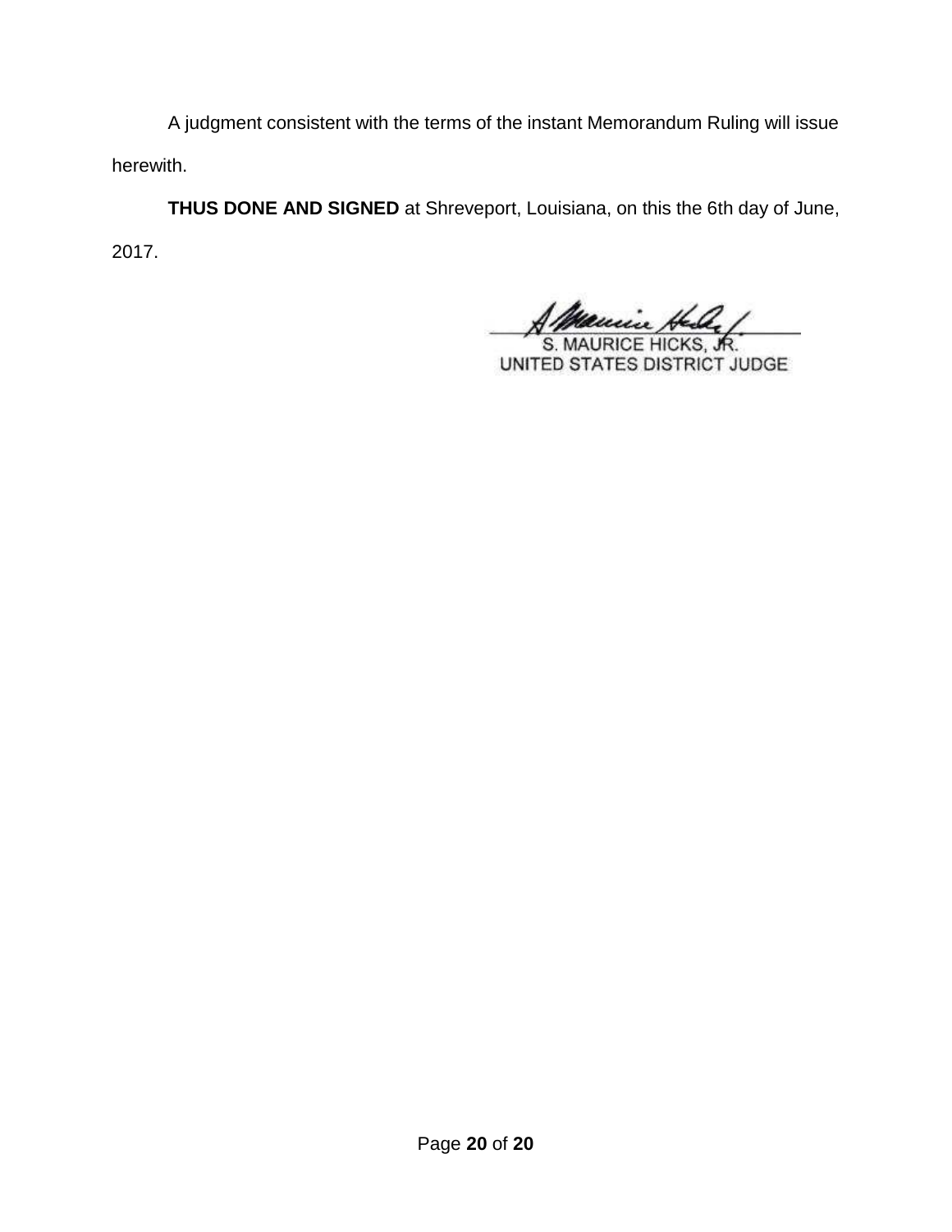A judgment consistent with the terms of the instant Memorandum Ruling will issue herewith.

**THUS DONE AND SIGNED** at Shreveport, Louisiana, on this the 6th day of June, 2017.

S. MAURICE HICKS, JR.
UNITED STATES DISTRICT JUDGE